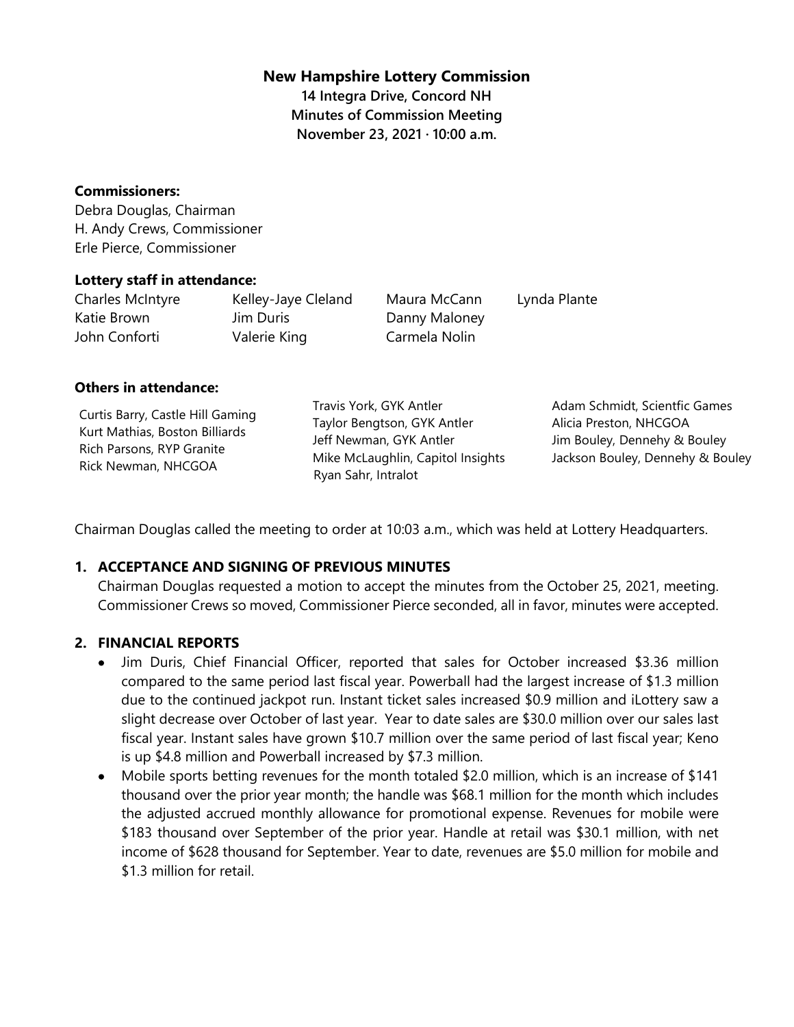# New Hampshire Lottery Commission

**14 Integra Drive, Concord NH**
**Minutes of Commission Meeting**
**November 23, 2021 · 10:00 a.m.**

**Commissioners:**
Debra Douglas, Chairman
H. Andy Crews, Commissioner
Erle Pierce, Commissioner

**Lottery staff in attendance:**

Charles McIntyre
Katie Brown
John Conforti
Kelley-Jaye Cleland
Jim Duris
Valerie King
Maura McCann
Danny Maloney
Carmela Nolin
Lynda Plante

**Others in attendance:**

Curtis Barry, Castle Hill Gaming
Kurt Mathias, Boston Billiards
Rich Parsons, RYP Granite
Rick Newman, NHCGOA
Travis York, GYK Antler
Taylor Bengtson, GYK Antler
Jeff Newman, GYK Antler
Mike McLaughlin, Capitol Insights
Ryan Sahr, Intralot
Adam Schmidt, Scientfic Games
Alicia Preston, NHCGOA
Jim Bouley, Dennehy & Bouley
Jackson Bouley, Dennehy & Bouley

Chairman Douglas called the meeting to order at 10:03 a.m., which was held at Lottery Headquarters.

## 1. ACCEPTANCE AND SIGNING OF PREVIOUS MINUTES

Chairman Douglas requested a motion to accept the minutes from the October 25, 2021, meeting. Commissioner Crews so moved, Commissioner Pierce seconded, all in favor, minutes were accepted.

## 2. FINANCIAL REPORTS

- Jim Duris, Chief Financial Officer, reported that sales for October increased $3.36 million compared to the same period last fiscal year. Powerball had the largest increase of $1.3 million due to the continued jackpot run. Instant ticket sales increased $0.9 million and iLottery saw a slight decrease over October of last year. Year to date sales are $30.0 million over our sales last fiscal year. Instant sales have grown $10.7 million over the same period of last fiscal year; Keno is up $4.8 million and Powerball increased by $7.3 million.
- Mobile sports betting revenues for the month totaled $2.0 million, which is an increase of $141 thousand over the prior year month; the handle was $68.1 million for the month which includes the adjusted accrued monthly allowance for promotional expense. Revenues for mobile were $183 thousand over September of the prior year. Handle at retail was $30.1 million, with net income of $628 thousand for September. Year to date, revenues are $5.0 million for mobile and $1.3 million for retail.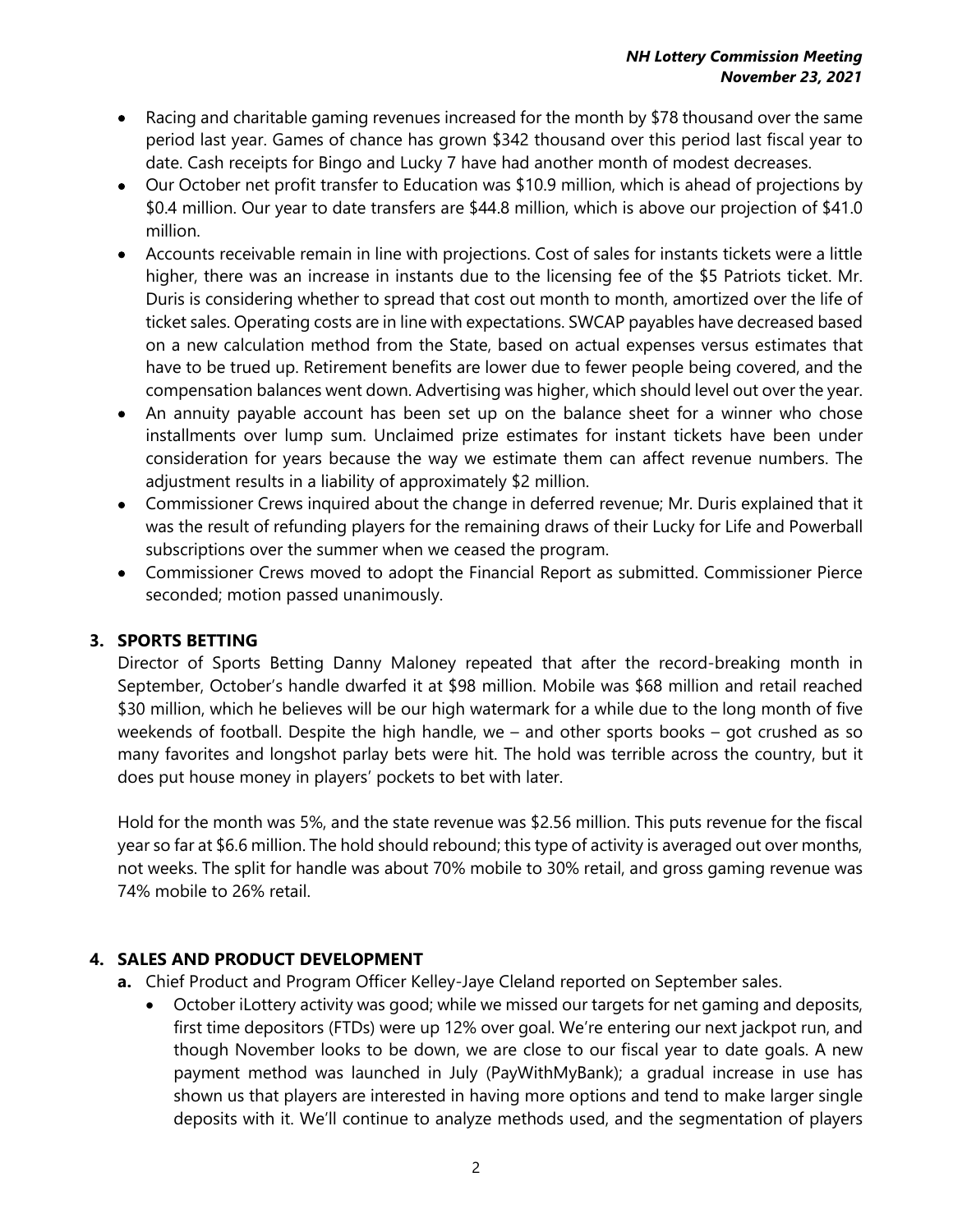- Racing and charitable gaming revenues increased for the month by $78 thousand over the same period last year. Games of chance has grown $342 thousand over this period last fiscal year to date. Cash receipts for Bingo and Lucky 7 have had another month of modest decreases.
- Our October net profit transfer to Education was $10.9 million, which is ahead of projections by $0.4 million. Our year to date transfers are $44.8 million, which is above our projection of $41.0 million.
- Accounts receivable remain in line with projections. Cost of sales for instants tickets were a little higher, there was an increase in instants due to the licensing fee of the $5 Patriots ticket. Mr. Duris is considering whether to spread that cost out month to month, amortized over the life of ticket sales. Operating costs are in line with expectations. SWCAP payables have decreased based on a new calculation method from the State, based on actual expenses versus estimates that have to be trued up. Retirement benefits are lower due to fewer people being covered, and the compensation balances went down. Advertising was higher, which should level out over the year.
- An annuity payable account has been set up on the balance sheet for a winner who chose installments over lump sum. Unclaimed prize estimates for instant tickets have been under consideration for years because the way we estimate them can affect revenue numbers. The adjustment results in a liability of approximately $2 million.
- Commissioner Crews inquired about the change in deferred revenue; Mr. Duris explained that it was the result of refunding players for the remaining draws of their Lucky for Life and Powerball subscriptions over the summer when we ceased the program.
- Commissioner Crews moved to adopt the Financial Report as submitted. Commissioner Pierce seconded; motion passed unanimously.

## 3. SPORTS BETTING

Director of Sports Betting Danny Maloney repeated that after the record-breaking month in September, October's handle dwarfed it at $98 million. Mobile was $68 million and retail reached $30 million, which he believes will be our high watermark for a while due to the long month of five weekends of football. Despite the high handle, we – and other sports books – got crushed as so many favorites and longshot parlay bets were hit. The hold was terrible across the country, but it does put house money in players' pockets to bet with later.

Hold for the month was 5%, and the state revenue was $2.56 million. This puts revenue for the fiscal year so far at $6.6 million. The hold should rebound; this type of activity is averaged out over months, not weeks. The split for handle was about 70% mobile to 30% retail, and gross gaming revenue was 74% mobile to 26% retail.

## 4. SALES AND PRODUCT DEVELOPMENT

**a.** Chief Product and Program Officer Kelley-Jaye Cleland reported on September sales.

- October iLottery activity was good; while we missed our targets for net gaming and deposits, first time depositors (FTDs) were up 12% over goal. We're entering our next jackpot run, and though November looks to be down, we are close to our fiscal year to date goals. A new payment method was launched in July (PayWithMyBank); a gradual increase in use has shown us that players are interested in having more options and tend to make larger single deposits with it. We'll continue to analyze methods used, and the segmentation of players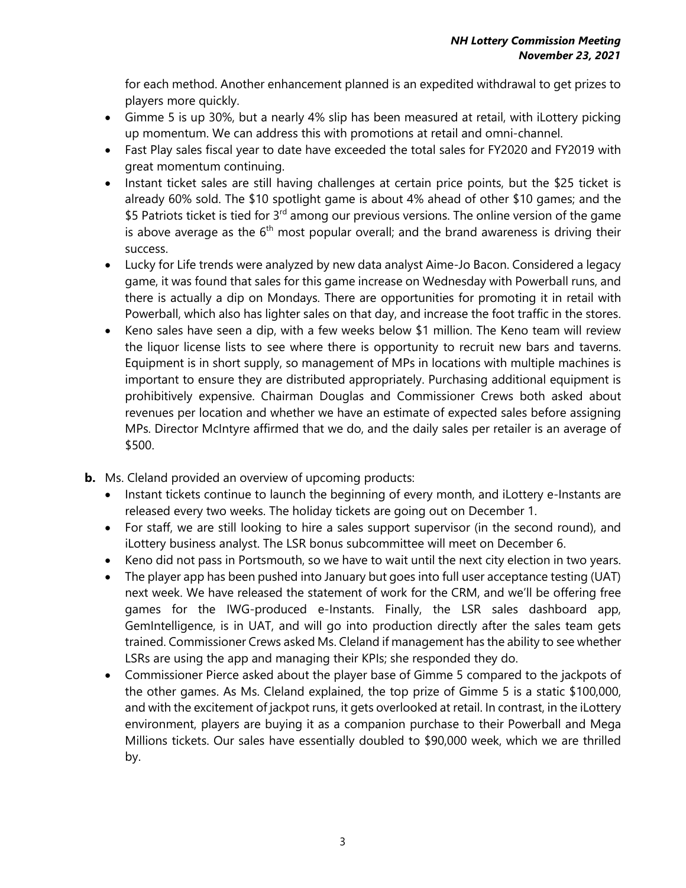for each method. Another enhancement planned is an expedited withdrawal to get prizes to players more quickly.

- Gimme 5 is up 30%, but a nearly 4% slip has been measured at retail, with iLottery picking up momentum. We can address this with promotions at retail and omni-channel.
- Fast Play sales fiscal year to date have exceeded the total sales for FY2020 and FY2019 with great momentum continuing.
- Instant ticket sales are still having challenges at certain price points, but the $25 ticket is already 60% sold. The $10 spotlight game is about 4% ahead of other $10 games; and the $5 Patriots ticket is tied for 3rd among our previous versions. The online version of the game is above average as the 6th most popular overall; and the brand awareness is driving their success.
- Lucky for Life trends were analyzed by new data analyst Aime-Jo Bacon. Considered a legacy game, it was found that sales for this game increase on Wednesday with Powerball runs, and there is actually a dip on Mondays. There are opportunities for promoting it in retail with Powerball, which also has lighter sales on that day, and increase the foot traffic in the stores.
- Keno sales have seen a dip, with a few weeks below $1 million. The Keno team will review the liquor license lists to see where there is opportunity to recruit new bars and taverns. Equipment is in short supply, so management of MPs in locations with multiple machines is important to ensure they are distributed appropriately. Purchasing additional equipment is prohibitively expensive. Chairman Douglas and Commissioner Crews both asked about revenues per location and whether we have an estimate of expected sales before assigning MPs. Director McIntyre affirmed that we do, and the daily sales per retailer is an average of $500.

**b.** Ms. Cleland provided an overview of upcoming products:

- Instant tickets continue to launch the beginning of every month, and iLottery e-Instants are released every two weeks. The holiday tickets are going out on December 1.
- For staff, we are still looking to hire a sales support supervisor (in the second round), and iLottery business analyst. The LSR bonus subcommittee will meet on December 6.
- Keno did not pass in Portsmouth, so we have to wait until the next city election in two years.
- The player app has been pushed into January but goes into full user acceptance testing (UAT) next week. We have released the statement of work for the CRM, and we'll be offering free games for the IWG-produced e-Instants. Finally, the LSR sales dashboard app, GemIntelligence, is in UAT, and will go into production directly after the sales team gets trained. Commissioner Crews asked Ms. Cleland if management has the ability to see whether LSRs are using the app and managing their KPIs; she responded they do.
- Commissioner Pierce asked about the player base of Gimme 5 compared to the jackpots of the other games. As Ms. Cleland explained, the top prize of Gimme 5 is a static $100,000, and with the excitement of jackpot runs, it gets overlooked at retail. In contrast, in the iLottery environment, players are buying it as a companion purchase to their Powerball and Mega Millions tickets. Our sales have essentially doubled to $90,000 week, which we are thrilled by.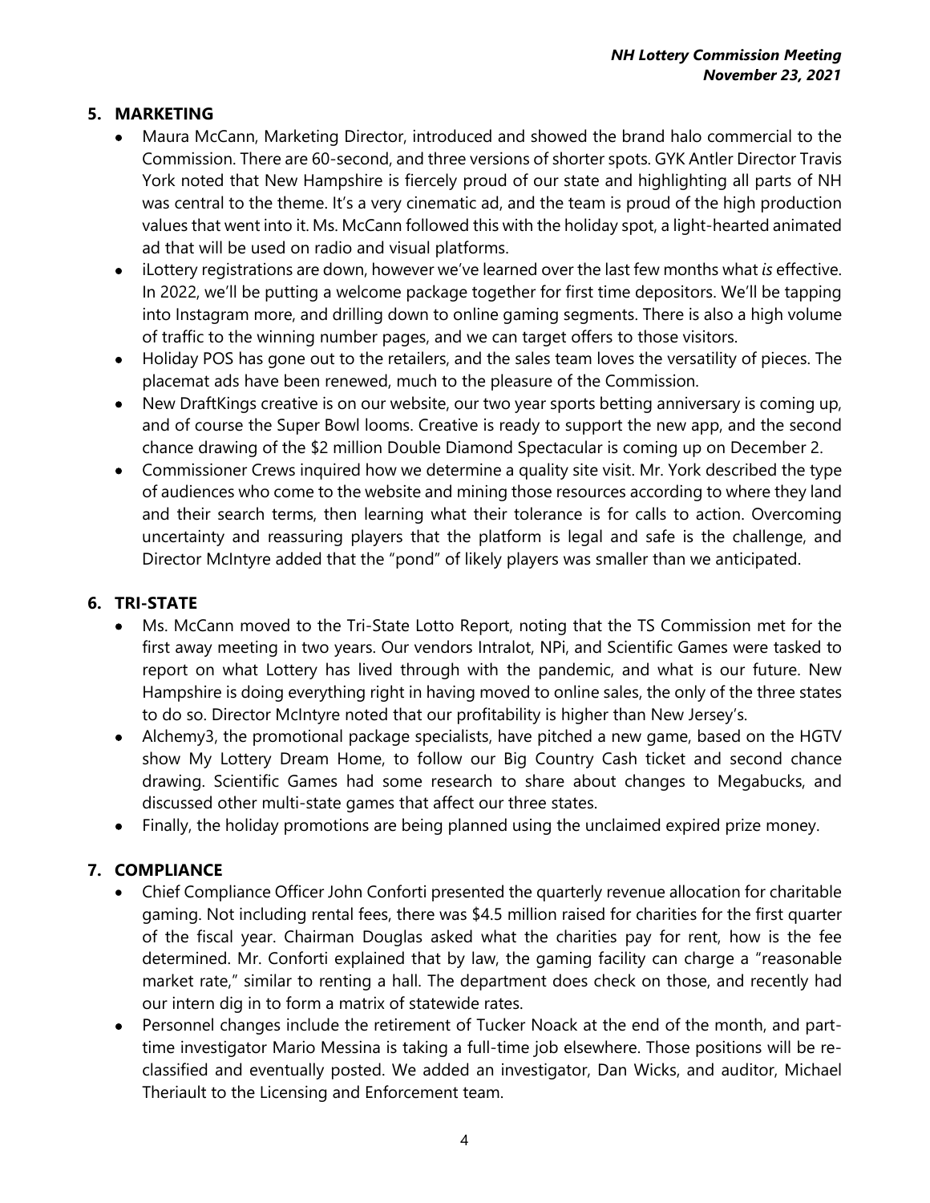## 5. MARKETING

- Maura McCann, Marketing Director, introduced and showed the brand halo commercial to the Commission. There are 60-second, and three versions of shorter spots. GYK Antler Director Travis York noted that New Hampshire is fiercely proud of our state and highlighting all parts of NH was central to the theme. It's a very cinematic ad, and the team is proud of the high production values that went into it. Ms. McCann followed this with the holiday spot, a light-hearted animated ad that will be used on radio and visual platforms.
- iLottery registrations are down, however we've learned over the last few months what *is* effective. In 2022, we'll be putting a welcome package together for first time depositors. We'll be tapping into Instagram more, and drilling down to online gaming segments. There is also a high volume of traffic to the winning number pages, and we can target offers to those visitors.
- Holiday POS has gone out to the retailers, and the sales team loves the versatility of pieces. The placemat ads have been renewed, much to the pleasure of the Commission.
- New DraftKings creative is on our website, our two year sports betting anniversary is coming up, and of course the Super Bowl looms. Creative is ready to support the new app, and the second chance drawing of the $2 million Double Diamond Spectacular is coming up on December 2.
- Commissioner Crews inquired how we determine a quality site visit. Mr. York described the type of audiences who come to the website and mining those resources according to where they land and their search terms, then learning what their tolerance is for calls to action. Overcoming uncertainty and reassuring players that the platform is legal and safe is the challenge, and Director McIntyre added that the "pond" of likely players was smaller than we anticipated.

## 6. TRI-STATE

- Ms. McCann moved to the Tri-State Lotto Report, noting that the TS Commission met for the first away meeting in two years. Our vendors Intralot, NPi, and Scientific Games were tasked to report on what Lottery has lived through with the pandemic, and what is our future. New Hampshire is doing everything right in having moved to online sales, the only of the three states to do so. Director McIntyre noted that our profitability is higher than New Jersey's.
- Alchemy3, the promotional package specialists, have pitched a new game, based on the HGTV show My Lottery Dream Home, to follow our Big Country Cash ticket and second chance drawing. Scientific Games had some research to share about changes to Megabucks, and discussed other multi-state games that affect our three states.
- Finally, the holiday promotions are being planned using the unclaimed expired prize money.

## 7. COMPLIANCE

- Chief Compliance Officer John Conforti presented the quarterly revenue allocation for charitable gaming. Not including rental fees, there was $4.5 million raised for charities for the first quarter of the fiscal year. Chairman Douglas asked what the charities pay for rent, how is the fee determined. Mr. Conforti explained that by law, the gaming facility can charge a "reasonable market rate," similar to renting a hall. The department does check on those, and recently had our intern dig in to form a matrix of statewide rates.
- Personnel changes include the retirement of Tucker Noack at the end of the month, and part-time investigator Mario Messina is taking a full-time job elsewhere. Those positions will be re-classified and eventually posted. We added an investigator, Dan Wicks, and auditor, Michael Theriault to the Licensing and Enforcement team.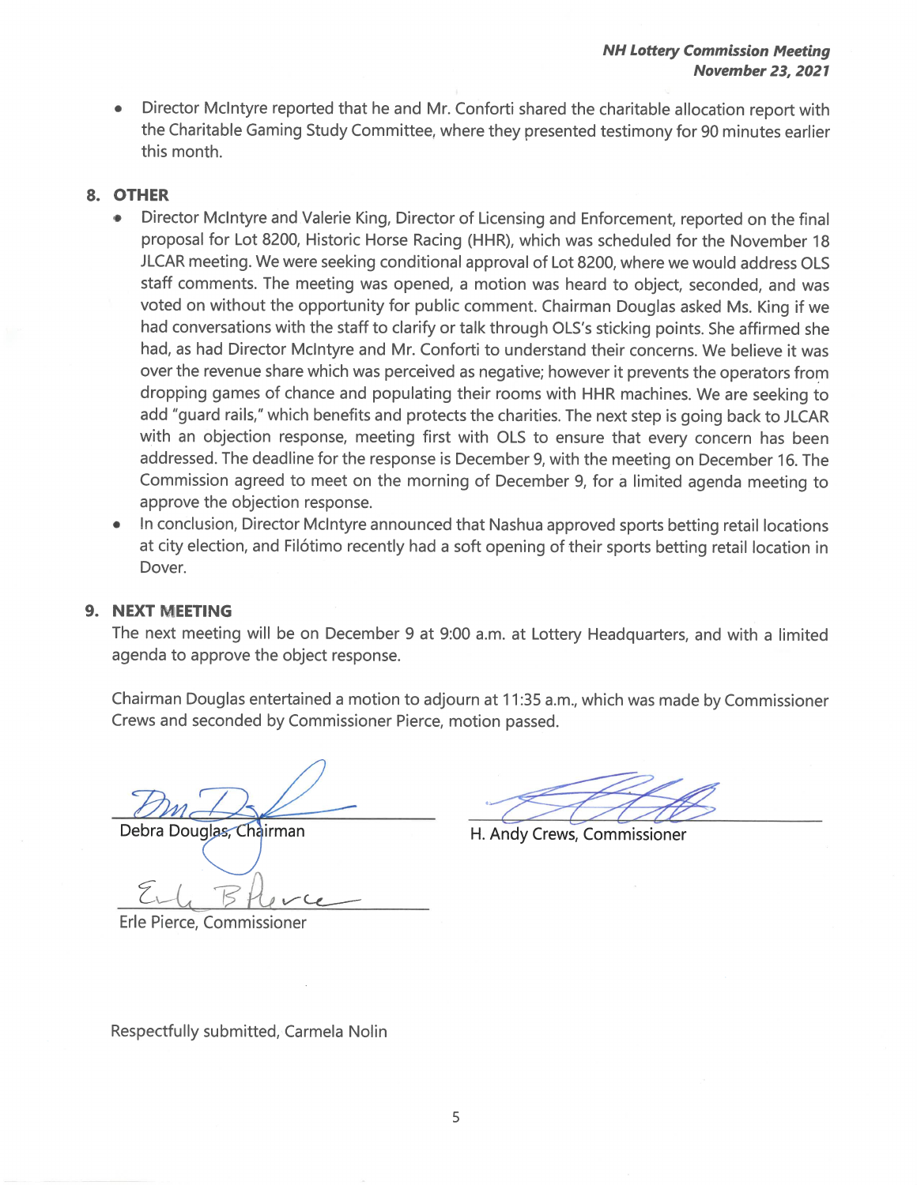- Director McIntyre reported that he and Mr. Conforti shared the charitable allocation report with the Charitable Gaming Study Committee, where they presented testimony for 90 minutes earlier this month.

## 8. OTHER

- Director McIntyre and Valerie King, Director of Licensing and Enforcement, reported on the final proposal for Lot 8200, Historic Horse Racing (HHR), which was scheduled for the November 18 JLCAR meeting. We were seeking conditional approval of Lot 8200, where we would address OLS staff comments. The meeting was opened, a motion was heard to object, seconded, and was voted on without the opportunity for public comment. Chairman Douglas asked Ms. King if we had conversations with the staff to clarify or talk through OLS's sticking points. She affirmed she had, as had Director McIntyre and Mr. Conforti to understand their concerns. We believe it was over the revenue share which was perceived as negative; however it prevents the operators from dropping games of chance and populating their rooms with HHR machines. We are seeking to add "guard rails," which benefits and protects the charities. The next step is going back to JLCAR with an objection response, meeting first with OLS to ensure that every concern has been addressed. The deadline for the response is December 9, with the meeting on December 16. The Commission agreed to meet on the morning of December 9, for a limited agenda meeting to approve the objection response.
- In conclusion, Director McIntyre announced that Nashua approved sports betting retail locations at city election, and Filótimo recently had a soft opening of their sports betting retail location in Dover.

## 9. NEXT MEETING

The next meeting will be on December 9 at 9:00 a.m. at Lottery Headquarters, and with a limited agenda to approve the object response.

Chairman Douglas entertained a motion to adjourn at 11:35 a.m., which was made by Commissioner Crews and seconded by Commissioner Pierce, motion passed.

Debra Douglas, Chairman

H. Andy Crews, Commissioner

Erle Pierce, Commissioner

Respectfully submitted, Carmela Nolin